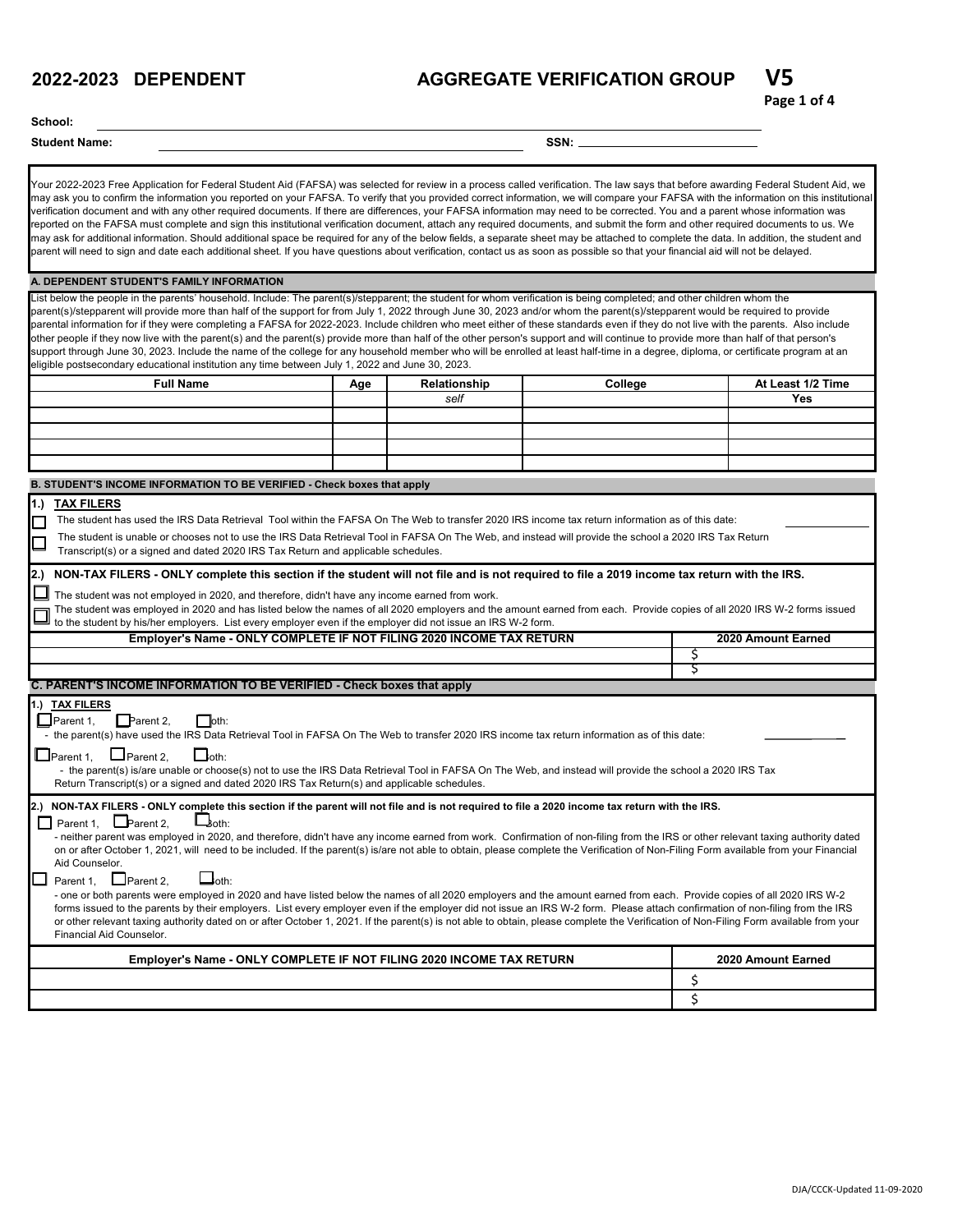# 2022-2023 DEPENDENT AGGREGATE VERIFICATION GROUP V5

**School:** ______________________________

**Student Name:** ______________________________ **SSN:** ______________________

Your 2022-2023 Free Application for Federal Student Aid (FAFSA) was selected for review in a process called verification. The law says that before awarding Federal Student Aid, we may ask you to confirm the information you reported on your FAFSA. To verify that you provided correct information, we will compare your FAFSA with the information on this institutional verification document and with any other required documents. If there are differences, your FAFSA information may need to be corrected. You and a parent whose information was reported on the FAFSA must complete and sign this institutional verification document, attach any required documents, and submit the form and other required documents to us. We may ask for additional information. Should additional space be required for any of the below fields, a separate sheet may be attached to complete the data. In addition, the student and parent will need to sign and date each additional sheet. If you have questions about verification, contact us as soon as possible so that your financial aid will not be delayed.

## A. DEPENDENT STUDENT'S FAMILY INFORMATION

List below the people in the parents' household. Include: The parent(s)/stepparent; the student for whom verification is being completed; and other children whom the parent(s)/stepparent will provide more than half of the support for from July 1, 2022 through June 30, 2023 and/or whom the parent(s)/stepparent would be required to provide parental information for if they were completing a FAFSA for 2022-2023. Include children who meet either of these standards even if they do not live with the parents. Also include other people if they now live with the parent(s) and the parent(s) provide more than half of the other person's support and will continue to provide more than half of that person's support through June 30, 2023. Include the name of the college for any household member who will be enrolled at least half-time in a degree, diploma, or certificate program at an eligible postsecondary educational institution any time between July 1, 2022 and June 30, 2023.

| Full Name | Age | Relationship | College | At Least 1/2 Time |
|---|---|---|---|---|
| | | *self* | | **Yes** |
| | | | | |
| | | | | |
| | | | | |
| | | | | |

## B. STUDENT'S INCOME INFORMATION TO BE VERIFIED - Check boxes that apply

**1.) TAX FILERS**

☐ The student has used the IRS Data Retrieval Tool within the FAFSA On The Web to transfer 2020 IRS income tax return information as of this date: ______________

☐ The student is unable or chooses not to use the IRS Data Retrieval Tool in FAFSA On The Web, and instead will provide the school a 2020 IRS Tax Return Transcript(s) or a signed and dated 2020 IRS Tax Return and applicable schedules.

**2.) NON-TAX FILERS - ONLY complete this section if the student will not file and is not required to file a 2019 income tax return with the IRS.**

☐ The student was not employed in 2020, and therefore, didn't have any income earned from work.

☐ The student was employed in 2020 and has listed below the names of all 2020 employers and the amount earned from each. Provide copies of all 2020 IRS W-2 forms issued to the student by his/her employers. List every employer even if the employer did not issue an IRS W-2 form.

| Employer's Name - ONLY COMPLETE IF NOT FILING 2020 INCOME TAX RETURN | 2020 Amount Earned |
|---|---|
| | $ |
| | $ |

## C. PARENT'S INCOME INFORMATION TO BE VERIFIED - Check boxes that apply

**1.) TAX FILERS**

☐ Parent 1, ☐ Parent 2, ☐ Both:
- the parent(s) have used the IRS Data Retrieval Tool in FAFSA On The Web to transfer 2020 IRS income tax return information as of this date: ______________

☐ Parent 1, ☐ Parent 2, ☐ Both:
- the parent(s) is/are unable or choose(s) not to use the IRS Data Retrieval Tool in FAFSA On The Web, and instead will provide the school a 2020 IRS Tax Return Transcript(s) or a signed and dated 2020 IRS Tax Return(s) and applicable schedules.

**2.) NON-TAX FILERS - ONLY complete this section if the parent will not file and is not required to file a 2020 income tax return with the IRS.**

☐ Parent 1, ☐ Parent 2, ☐ Both:
- neither parent was employed in 2020, and therefore, didn't have any income earned from work. Confirmation of non-filing from the IRS or other relevant taxing authority dated on or after October 1, 2021, will need to be included. If the parent(s) is/are not able to obtain, please complete the Verification of Non-Filing Form available from your Financial Aid Counselor.

☐ Parent 1, ☐ Parent 2, ☐ Both:
- one or both parents were employed in 2020 and have listed below the names of all 2020 employers and the amount earned from each. Provide copies of all 2020 IRS W-2 forms issued to the parents by their employers. List every employer even if the employer did not issue an IRS W-2 form. Please attach confirmation of non-filing from the IRS or other relevant taxing authority dated on or after October 1, 2021. If the parent(s) is not able to obtain, please complete the Verification of Non-Filing Form available from your Financial Aid Counselor.

| Employer's Name - ONLY COMPLETE IF NOT FILING 2020 INCOME TAX RETURN | 2020 Amount Earned |
|---|---|
| | $ |
| | $ |

DJA/CCCK-Updated 11-09-2020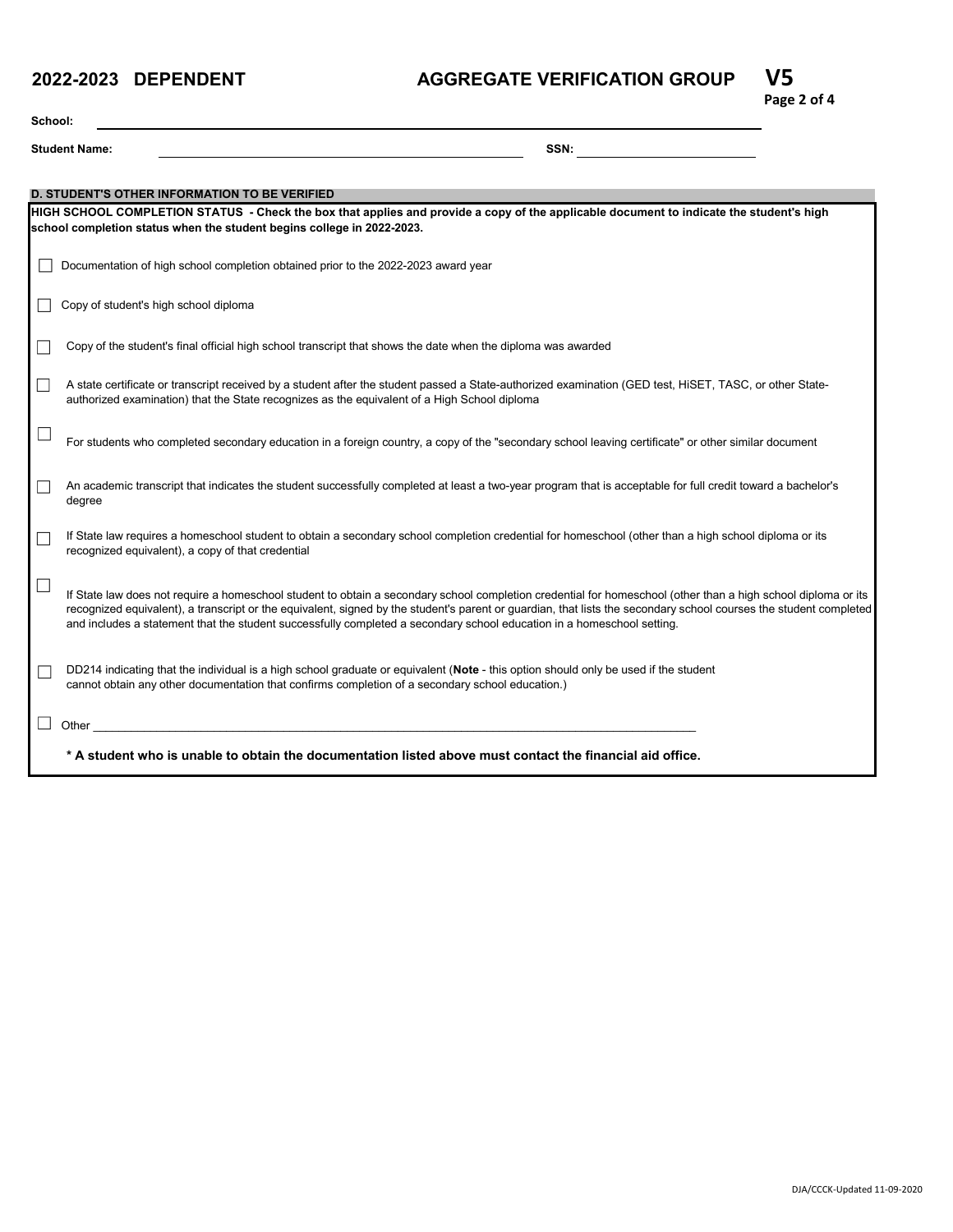**2022-2023 DEPENDENT** **AGGREGATE VERIFICATION GROUP** **V5**

**School:** ______________________________

**Student Name:** ______________________________ **SSN:** ______________________________

**D. STUDENT'S OTHER INFORMATION TO BE VERIFIED**

**HIGH SCHOOL COMPLETION STATUS - Check the box that applies and provide a copy of the applicable document to indicate the student's high school completion status when the student begins college in 2022-2023.**

☐ Documentation of high school completion obtained prior to the 2022-2023 award year

☐ Copy of student's high school diploma

☐ Copy of the student's final official high school transcript that shows the date when the diploma was awarded

☐ A state certificate or transcript received by a student after the student passed a State-authorized examination (GED test, HiSET, TASC, or other State-authorized examination) that the State recognizes as the equivalent of a High School diploma

☐ For students who completed secondary education in a foreign country, a copy of the "secondary school leaving certificate" or other similar document

☐ An academic transcript that indicates the student successfully completed at least a two-year program that is acceptable for full credit toward a bachelor's degree

☐ If State law requires a homeschool student to obtain a secondary school completion credential for homeschool (other than a high school diploma or its recognized equivalent), a copy of that credential

☐ If State law does not require a homeschool student to obtain a secondary school completion credential for homeschool (other than a high school diploma or its recognized equivalent), a transcript or the equivalent, signed by the student's parent or guardian, that lists the secondary school courses the student completed and includes a statement that the student successfully completed a secondary school education in a homeschool setting.

☐ DD214 indicating that the individual is a high school graduate or equivalent (**Note** - this option should only be used if the student cannot obtain any other documentation that confirms completion of a secondary school education.)

☐ Other ______________________________

**\* A student who is unable to obtain the documentation listed above must contact the financial aid office.**

DJA/CCCK-Updated 11-09-2020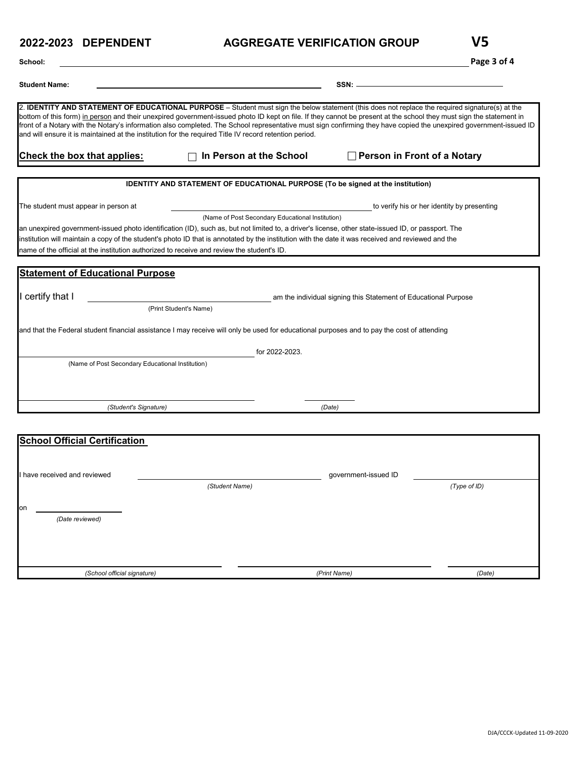# 2022-2023 DEPENDENT AGGREGATE VERIFICATION GROUP V5

**School:** ______________________________

**Student Name:** ______________________________ **SSN:** ______________________________

2. **IDENTITY AND STATEMENT OF EDUCATIONAL PURPOSE** – Student must sign the below statement (this does not replace the required signature(s) at the bottom of this form) in person and their unexpired government-issued photo ID kept on file. If they cannot be present at the school they must sign the statement in front of a Notary with the Notary's information also completed. The School representative must sign confirming they have copied the unexpired government-issued ID and will ensure it is maintained at the institution for the required Title IV record retention period.

**Check the box that applies:** ☐ **In Person at the School** ☐ **Person in Front of a Notary**

**IDENTITY AND STATEMENT OF EDUCATIONAL PURPOSE (To be signed at the institution)**

The student must appear in person at ______________________________ to verify his or her identity by presenting
(Name of Post Secondary Educational Institution)
an unexpired government-issued photo identification (ID), such as, but not limited to, a driver's license, other state-issued ID, or passport. The institution will maintain a copy of the student's photo ID that is annotated by the institution with the date it was received and reviewed and the name of the official at the institution authorized to receive and review the student's ID.

## Statement of Educational Purpose

I certify that I ______________________________ am the individual signing this Statement of Educational Purpose
(Print Student's Name)

and that the Federal student financial assistance I may receive will only be used for educational purposes and to pay the cost of attending

______________________________ for 2022-2023.
(Name of Post Secondary Educational Institution)

______________________________ ______________
*(Student's Signature)* *(Date)*

## School Official Certification

I have received and reviewed ______________________________ government-issued ID ______________________________
*(Student Name)* *(Type of ID)*

on ______________
*(Date reviewed)*

______________________________ ______________________________ ______________
*(School official signature)* *(Print Name)* *(Date)*

DJA/CCCK-Updated 11-09-2020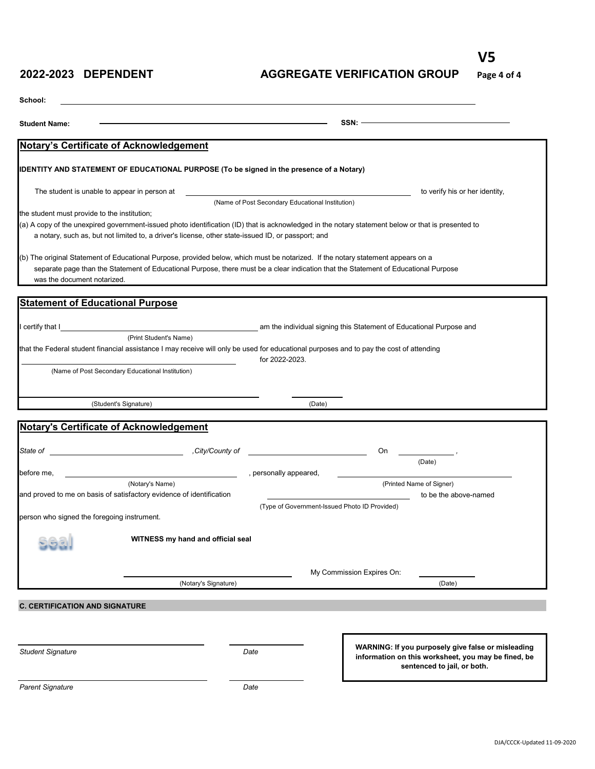**V5**

## 2022-2023 DEPENDENT AGGREGATE VERIFICATION GROUP

**School:** ______________________________________________

**Student Name:** ______________________________ **SSN:** ______________________

### Notary's Certificate of Acknowledgement

**IDENTITY AND STATEMENT OF EDUCATIONAL PURPOSE (To be signed in the presence of a Notary)**

The student is unable to appear in person at ______________________________ to verify his or her identity,
(Name of Post Secondary Educational Institution)

the student must provide to the institution;

(a) A copy of the unexpired government-issued photo identification (ID) that is acknowledged in the notary statement below or that is presented to a notary, such as, but not limited to, a driver's license, other state-issued ID, or passport; and

(b) The original Statement of Educational Purpose, provided below, which must be notarized. If the notary statement appears on a separate page than the Statement of Educational Purpose, there must be a clear indication that the Statement of Educational Purpose was the document notarized.

### Statement of Educational Purpose

I certify that I ______________________________ am the individual signing this Statement of Educational Purpose and
(Print Student's Name)

that the Federal student financial assistance I may receive will only be used for educational purposes and to pay the cost of attending ______________________________ for 2022-2023.
(Name of Post Secondary Educational Institution)

______________________________ ______________
(Student's Signature) (Date)

### Notary's Certificate of Acknowledgement

*State of* ____________________ *,City/County of* ____________________ On ______________ ,
(Date)

before me, ______________________________ , personally appeared, ______________________________
(Notary's Name) (Printed Name of Signer)

and proved to me on basis of satisfactory evidence of identification ______________________________ to be the above-named
(Type of Government-Issued Photo ID Provided)

person who signed the foregoing instrument.

seal

**WITNESS my hand and official seal**

______________________________ My Commission Expires On: ______________
(Notary's Signature) (Date)

**C. CERTIFICATION AND SIGNATURE**

______________________________ ______________
*Student Signature* *Date*

______________________________ ______________
*Parent Signature* *Date*

**WARNING: If you purposely give false or misleading information on this worksheet, you may be fined, be sentenced to jail, or both.**

DJA/CCCK-Updated 11-09-2020